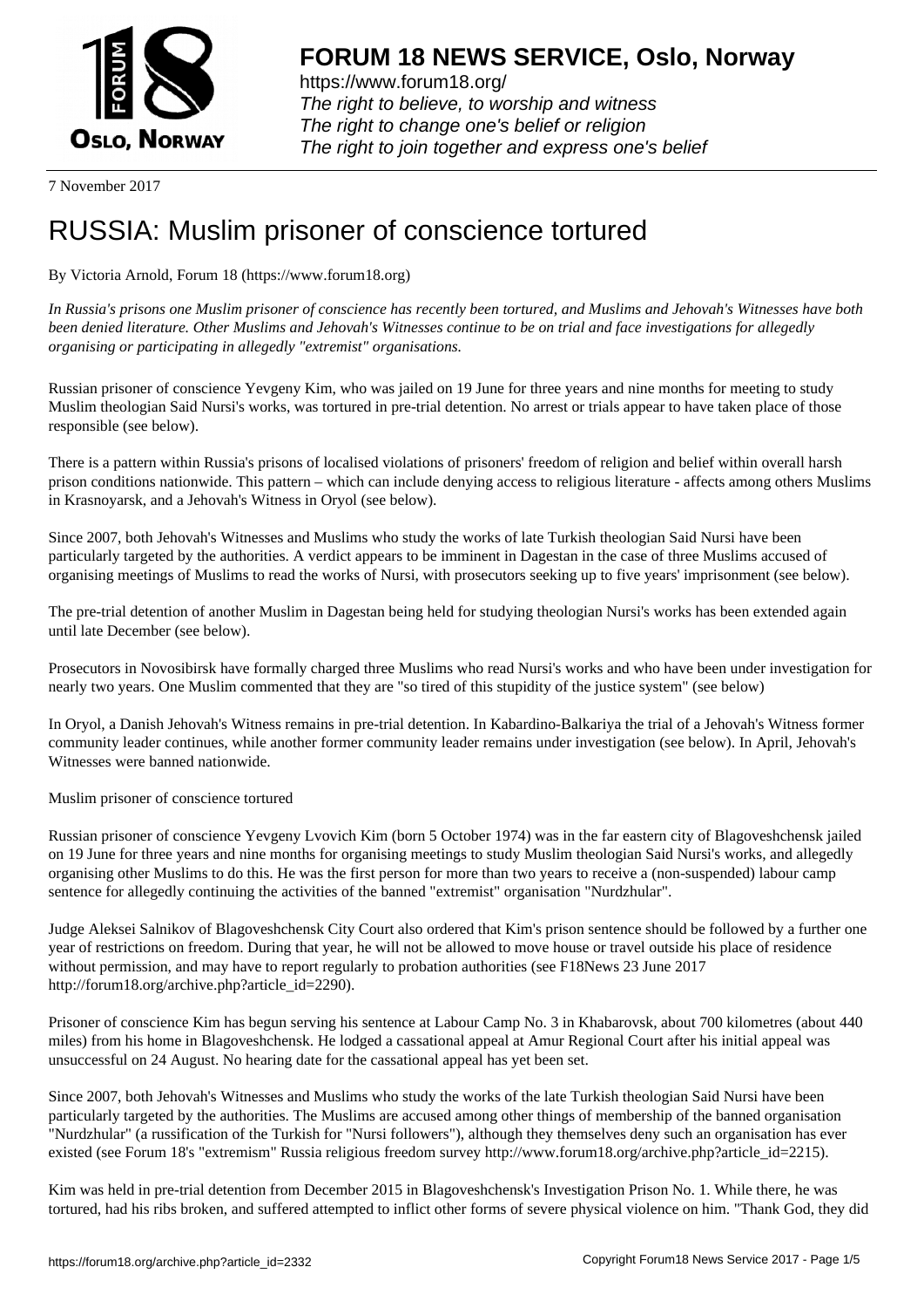# FORUM 18 NEWS SERVICE, Oslo, Norway

https://www.forum18.org/
*The right to believe, to worship and witness*
*The right to change one's belief or religion*
*The right to join together and express one's belief*

7 November 2017

# RUSSIA: Muslim prisoner of conscience tortured

By Victoria Arnold, Forum 18 (https://www.forum18.org)

*In Russia's prisons one Muslim prisoner of conscience has recently been tortured, and Muslims and Jehovah's Witnesses have both been denied literature. Other Muslims and Jehovah's Witnesses continue to be on trial and face investigations for allegedly organising or participating in allegedly "extremist" organisations.*

Russian prisoner of conscience Yevgeny Kim, who was jailed on 19 June for three years and nine months for meeting to study Muslim theologian Said Nursi's works, was tortured in pre-trial detention. No arrest or trials appear to have taken place of those responsible (see below).

There is a pattern within Russia's prisons of localised violations of prisoners' freedom of religion and belief within overall harsh prison conditions nationwide. This pattern – which can include denying access to religious literature - affects among others Muslims in Krasnoyarsk, and a Jehovah's Witness in Oryol (see below).

Since 2007, both Jehovah's Witnesses and Muslims who study the works of late Turkish theologian Said Nursi have been particularly targeted by the authorities. A verdict appears to be imminent in Dagestan in the case of three Muslims accused of organising meetings of Muslims to read the works of Nursi, with prosecutors seeking up to five years' imprisonment (see below).

The pre-trial detention of another Muslim in Dagestan being held for studying theologian Nursi's works has been extended again until late December (see below).

Prosecutors in Novosibirsk have formally charged three Muslims who read Nursi's works and who have been under investigation for nearly two years. One Muslim commented that they are "so tired of this stupidity of the justice system" (see below)

In Oryol, a Danish Jehovah's Witness remains in pre-trial detention. In Kabardino-Balkariya the trial of a Jehovah's Witness former community leader continues, while another former community leader remains under investigation (see below). In April, Jehovah's Witnesses were banned nationwide.

Muslim prisoner of conscience tortured

Russian prisoner of conscience Yevgeny Lvovich Kim (born 5 October 1974) was in the far eastern city of Blagoveshchensk jailed on 19 June for three years and nine months for organising meetings to study Muslim theologian Said Nursi's works, and allegedly organising other Muslims to do this. He was the first person for more than two years to receive a (non-suspended) labour camp sentence for allegedly continuing the activities of the banned "extremist" organisation "Nurdzhular".

Judge Aleksei Salnikov of Blagoveshchensk City Court also ordered that Kim's prison sentence should be followed by a further one year of restrictions on freedom. During that year, he will not be allowed to move house or travel outside his place of residence without permission, and may have to report regularly to probation authorities (see F18News 23 June 2017 http://forum18.org/archive.php?article_id=2290).

Prisoner of conscience Kim has begun serving his sentence at Labour Camp No. 3 in Khabarovsk, about 700 kilometres (about 440 miles) from his home in Blagoveshchensk. He lodged a cassational appeal at Amur Regional Court after his initial appeal was unsuccessful on 24 August. No hearing date for the cassational appeal has yet been set.

Since 2007, both Jehovah's Witnesses and Muslims who study the works of the late Turkish theologian Said Nursi have been particularly targeted by the authorities. The Muslims are accused among other things of membership of the banned organisation "Nurdzhular" (a russification of the Turkish for "Nursi followers"), although they themselves deny such an organisation has ever existed (see Forum 18's "extremism" Russia religious freedom survey http://www.forum18.org/archive.php?article_id=2215).

Kim was held in pre-trial detention from December 2015 in Blagoveshchensk's Investigation Prison No. 1. While there, he was tortured, had his ribs broken, and suffered attempted to inflict other forms of severe physical violence on him. "Thank God, they did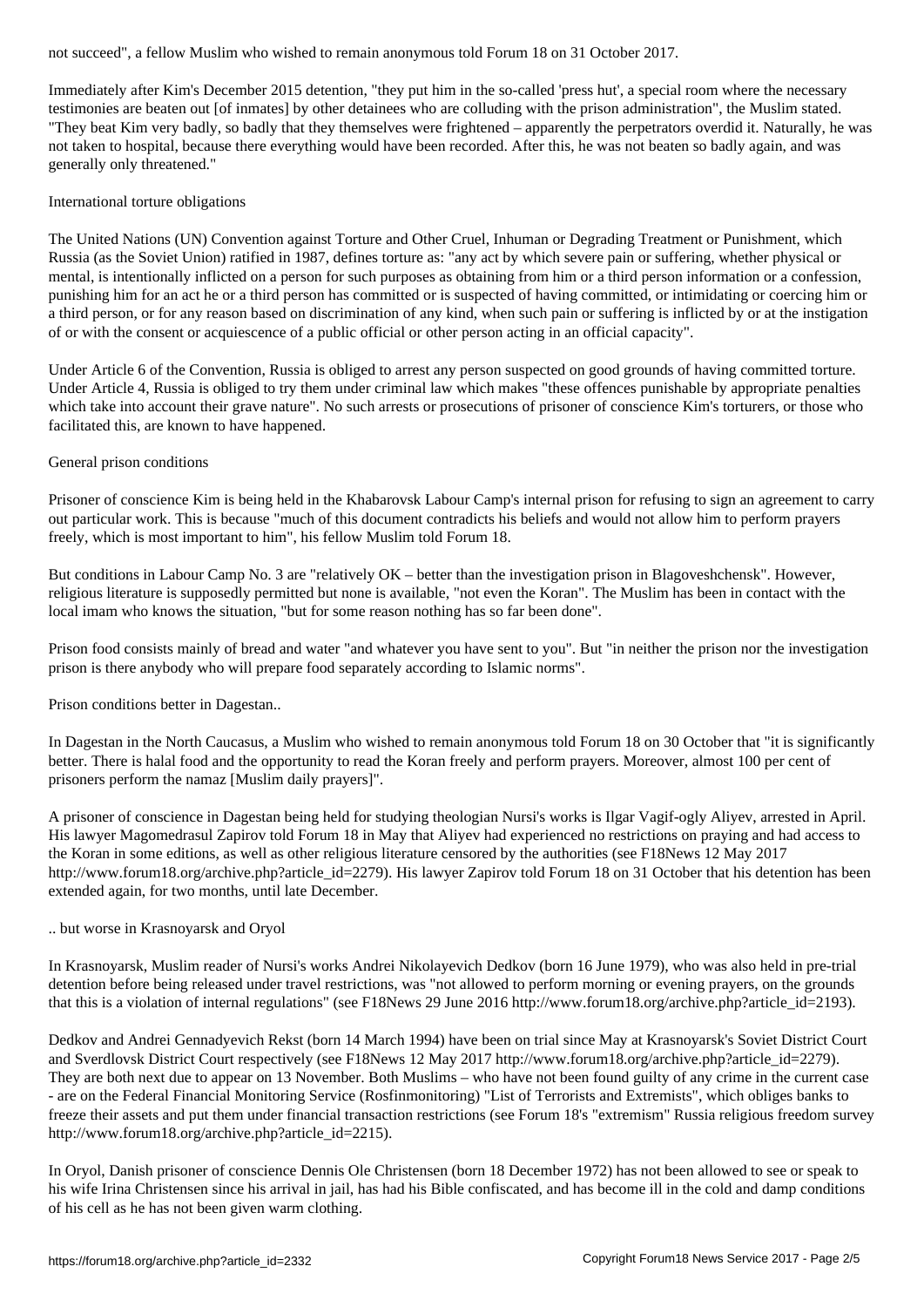not succeed", a fellow Muslim who wished to remain anonymous told Forum 18 on 31 October 2017.

Immediately after Kim's December 2015 detention, "they put him in the so-called 'press hut', a special room where the necessary testimonies are beaten out [of inmates] by other detainees who are colluding with the prison administration", the Muslim stated. "They beat Kim very badly, so badly that they themselves were frightened – apparently the perpetrators overdid it. Naturally, he was not taken to hospital, because there everything would have been recorded. After this, he was not beaten so badly again, and was generally only threatened."

## International torture obligations

The United Nations (UN) Convention against Torture and Other Cruel, Inhuman or Degrading Treatment or Punishment, which Russia (as the Soviet Union) ratified in 1987, defines torture as: "any act by which severe pain or suffering, whether physical or mental, is intentionally inflicted on a person for such purposes as obtaining from him or a third person information or a confession, punishing him for an act he or a third person has committed or is suspected of having committed, or intimidating or coercing him or a third person, or for any reason based on discrimination of any kind, when such pain or suffering is inflicted by or at the instigation of or with the consent or acquiescence of a public official or other person acting in an official capacity".

Under Article 6 of the Convention, Russia is obliged to arrest any person suspected on good grounds of having committed torture. Under Article 4, Russia is obliged to try them under criminal law which makes "these offences punishable by appropriate penalties which take into account their grave nature". No such arrests or prosecutions of prisoner of conscience Kim's torturers, or those who facilitated this, are known to have happened.

## General prison conditions

Prisoner of conscience Kim is being held in the Khabarovsk Labour Camp's internal prison for refusing to sign an agreement to carry out particular work. This is because "much of this document contradicts his beliefs and would not allow him to perform prayers freely, which is most important to him", his fellow Muslim told Forum 18.

But conditions in Labour Camp No. 3 are "relatively OK – better than the investigation prison in Blagoveshchensk". However, religious literature is supposedly permitted but none is available, "not even the Koran". The Muslim has been in contact with the local imam who knows the situation, "but for some reason nothing has so far been done".

Prison food consists mainly of bread and water "and whatever you have sent to you". But "in neither the prison nor the investigation prison is there anybody who will prepare food separately according to Islamic norms".

## Prison conditions better in Dagestan..

In Dagestan in the North Caucasus, a Muslim who wished to remain anonymous told Forum 18 on 30 October that "it is significantly better. There is halal food and the opportunity to read the Koran freely and perform prayers. Moreover, almost 100 per cent of prisoners perform the namaz [Muslim daily prayers]".

A prisoner of conscience in Dagestan being held for studying theologian Nursi's works is Ilgar Vagif-ogly Aliyev, arrested in April. His lawyer Magomedrasul Zapirov told Forum 18 in May that Aliyev had experienced no restrictions on praying and had access to the Koran in some editions, as well as other religious literature censored by the authorities (see F18News 12 May 2017 http://www.forum18.org/archive.php?article_id=2279). His lawyer Zapirov told Forum 18 on 31 October that his detention has been extended again, for two months, until late December.

## .. but worse in Krasnoyarsk and Oryol

In Krasnoyarsk, Muslim reader of Nursi's works Andrei Nikolayevich Dedkov (born 16 June 1979), who was also held in pre-trial detention before being released under travel restrictions, was "not allowed to perform morning or evening prayers, on the grounds that this is a violation of internal regulations" (see F18News 29 June 2016 http://www.forum18.org/archive.php?article_id=2193).

Dedkov and Andrei Gennadyevich Rekst (born 14 March 1994) have been on trial since May at Krasnoyarsk's Soviet District Court and Sverdlovsk District Court respectively (see F18News 12 May 2017 http://www.forum18.org/archive.php?article_id=2279). They are both next due to appear on 13 November. Both Muslims – who have not been found guilty of any crime in the current case - are on the Federal Financial Monitoring Service (Rosfinmonitoring) "List of Terrorists and Extremists", which obliges banks to freeze their assets and put them under financial transaction restrictions (see Forum 18's "extremism" Russia religious freedom survey http://www.forum18.org/archive.php?article_id=2215).

In Oryol, Danish prisoner of conscience Dennis Ole Christensen (born 18 December 1972) has not been allowed to see or speak to his wife Irina Christensen since his arrival in jail, has had his Bible confiscated, and has become ill in the cold and damp conditions of his cell as he has not been given warm clothing.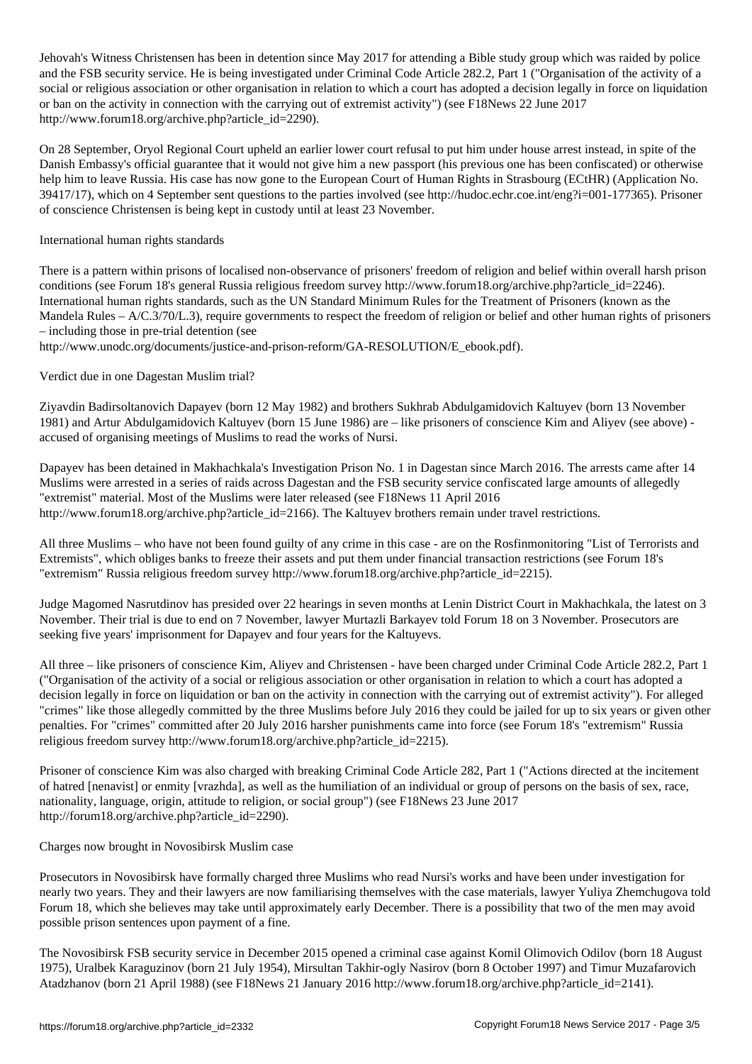Jehovah's Witness Christensen has been in detention since May 2017 for attending a Bible study group which was raided by police and the FSB security service. He is being investigated under Criminal Code Article 282.2, Part 1 ("Organisation of the activity of a social or religious association or other organisation in relation to which a court has adopted a decision legally in force on liquidation or ban on the activity in connection with the carrying out of extremist activity") (see F18News 22 June 2017 http://www.forum18.org/archive.php?article_id=2290).

On 28 September, Oryol Regional Court upheld an earlier lower court refusal to put him under house arrest instead, in spite of the Danish Embassy's official guarantee that it would not give him a new passport (his previous one has been confiscated) or otherwise help him to leave Russia. His case has now gone to the European Court of Human Rights in Strasbourg (ECtHR) (Application No. 39417/17), which on 4 September sent questions to the parties involved (see http://hudoc.echr.coe.int/eng?i=001-177365). Prisoner of conscience Christensen is being kept in custody until at least 23 November.

## International human rights standards

There is a pattern within prisons of localised non-observance of prisoners' freedom of religion and belief within overall harsh prison conditions (see Forum 18's general Russia religious freedom survey http://www.forum18.org/archive.php?article_id=2246). International human rights standards, such as the UN Standard Minimum Rules for the Treatment of Prisoners (known as the Mandela Rules – A/C.3/70/L.3), require governments to respect the freedom of religion or belief and other human rights of prisoners – including those in pre-trial detention (see http://www.unodc.org/documents/justice-and-prison-reform/GA-RESOLUTION/E_ebook.pdf).

## Verdict due in one Dagestan Muslim trial?

Ziyavdin Badirsoltanovich Dapayev (born 12 May 1982) and brothers Sukhrab Abdulgamidovich Kaltuyev (born 13 November 1981) and Artur Abdulgamidovich Kaltuyev (born 15 June 1986) are – like prisoners of conscience Kim and Aliyev (see above) - accused of organising meetings of Muslims to read the works of Nursi.

Dapayev has been detained in Makhachkala's Investigation Prison No. 1 in Dagestan since March 2016. The arrests came after 14 Muslims were arrested in a series of raids across Dagestan and the FSB security service confiscated large amounts of allegedly "extremist" material. Most of the Muslims were later released (see F18News 11 April 2016 http://www.forum18.org/archive.php?article_id=2166). The Kaltuyev brothers remain under travel restrictions.

All three Muslims – who have not been found guilty of any crime in this case - are on the Rosfinmonitoring "List of Terrorists and Extremists", which obliges banks to freeze their assets and put them under financial transaction restrictions (see Forum 18's "extremism" Russia religious freedom survey http://www.forum18.org/archive.php?article_id=2215).

Judge Magomed Nasrutdinov has presided over 22 hearings in seven months at Lenin District Court in Makhachkala, the latest on 3 November. Their trial is due to end on 7 November, lawyer Murtazli Barkayev told Forum 18 on 3 November. Prosecutors are seeking five years' imprisonment for Dapayev and four years for the Kaltuyevs.

All three – like prisoners of conscience Kim, Aliyev and Christensen - have been charged under Criminal Code Article 282.2, Part 1 ("Organisation of the activity of a social or religious association or other organisation in relation to which a court has adopted a decision legally in force on liquidation or ban on the activity in connection with the carrying out of extremist activity"). For alleged "crimes" like those allegedly committed by the three Muslims before July 2016 they could be jailed for up to six years or given other penalties. For "crimes" committed after 20 July 2016 harsher punishments came into force (see Forum 18's "extremism" Russia religious freedom survey http://www.forum18.org/archive.php?article_id=2215).

Prisoner of conscience Kim was also charged with breaking Criminal Code Article 282, Part 1 ("Actions directed at the incitement of hatred [nenavist] or enmity [vrazhda], as well as the humiliation of an individual or group of persons on the basis of sex, race, nationality, language, origin, attitude to religion, or social group") (see F18News 23 June 2017 http://forum18.org/archive.php?article_id=2290).

## Charges now brought in Novosibirsk Muslim case

Prosecutors in Novosibirsk have formally charged three Muslims who read Nursi's works and have been under investigation for nearly two years. They and their lawyers are now familiarising themselves with the case materials, lawyer Yuliya Zhemchugova told Forum 18, which she believes may take until approximately early December. There is a possibility that two of the men may avoid possible prison sentences upon payment of a fine.

The Novosibirsk FSB security service in December 2015 opened a criminal case against Komil Olimovich Odilov (born 18 August 1975), Uralbek Karaguzinov (born 21 July 1954), Mirsultan Takhir-ogly Nasirov (born 8 October 1997) and Timur Muzafarovich Atadzhanov (born 21 April 1988) (see F18News 21 January 2016 http://www.forum18.org/archive.php?article_id=2141).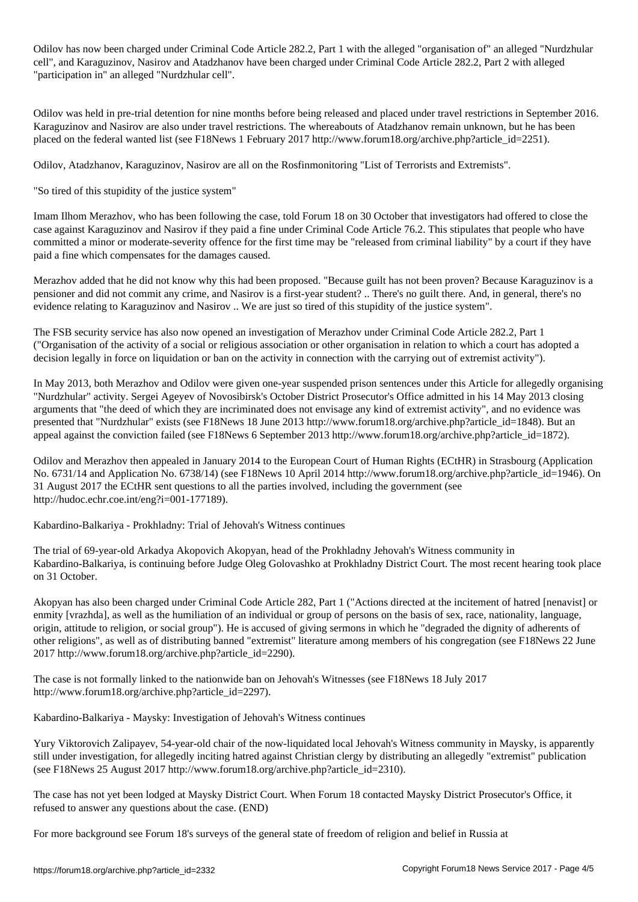Odilov has now been charged under Criminal Code Article 282.2, Part 1 with the alleged "organisation of" an alleged "Nurdzhular cell", and Karaguzinov, Nasirov and Atadzhanov have been charged under Criminal Code Article 282.2, Part 2 with alleged "participation in" an alleged "Nurdzhular cell".

Odilov was held in pre-trial detention for nine months before being released and placed under travel restrictions in September 2016. Karaguzinov and Nasirov are also under travel restrictions. The whereabouts of Atadzhanov remain unknown, but he has been placed on the federal wanted list (see F18News 1 February 2017 http://www.forum18.org/archive.php?article_id=2251).

Odilov, Atadzhanov, Karaguzinov, Nasirov are all on the Rosfinmonitoring "List of Terrorists and Extremists".

## "So tired of this stupidity of the justice system"

Imam Ilhom Merazhov, who has been following the case, told Forum 18 on 30 October that investigators had offered to close the case against Karaguzinov and Nasirov if they paid a fine under Criminal Code Article 76.2. This stipulates that people who have committed a minor or moderate-severity offence for the first time may be "released from criminal liability" by a court if they have paid a fine which compensates for the damages caused.

Merazhov added that he did not know why this had been proposed. "Because guilt has not been proven? Because Karaguzinov is a pensioner and did not commit any crime, and Nasirov is a first-year student? .. There's no guilt there. And, in general, there's no evidence relating to Karaguzinov and Nasirov .. We are just so tired of this stupidity of the justice system".

The FSB security service has also now opened an investigation of Merazhov under Criminal Code Article 282.2, Part 1 ("Organisation of the activity of a social or religious association or other organisation in relation to which a court has adopted a decision legally in force on liquidation or ban on the activity in connection with the carrying out of extremist activity").

In May 2013, both Merazhov and Odilov were given one-year suspended prison sentences under this Article for allegedly organising "Nurdzhular" activity. Sergei Ageyev of Novosibirsk's October District Prosecutor's Office admitted in his 14 May 2013 closing arguments that "the deed of which they are incriminated does not envisage any kind of extremist activity", and no evidence was presented that "Nurdzhular" exists (see F18News 18 June 2013 http://www.forum18.org/archive.php?article_id=1848). But an appeal against the conviction failed (see F18News 6 September 2013 http://www.forum18.org/archive.php?article_id=1872).

Odilov and Merazhov then appealed in January 2014 to the European Court of Human Rights (ECtHR) in Strasbourg (Application No. 6731/14 and Application No. 6738/14) (see F18News 10 April 2014 http://www.forum18.org/archive.php?article_id=1946). On 31 August 2017 the ECtHR sent questions to all the parties involved, including the government (see http://hudoc.echr.coe.int/eng?i=001-177189).

## Kabardino-Balkariya - Prokhladny: Trial of Jehovah's Witness continues

The trial of 69-year-old Arkadya Akopovich Akopyan, head of the Prokhladny Jehovah's Witness community in Kabardino-Balkariya, is continuing before Judge Oleg Golovashko at Prokhladny District Court. The most recent hearing took place on 31 October.

Akopyan has also been charged under Criminal Code Article 282, Part 1 ("Actions directed at the incitement of hatred [nenavist] or enmity [vrazhda], as well as the humiliation of an individual or group of persons on the basis of sex, race, nationality, language, origin, attitude to religion, or social group"). He is accused of giving sermons in which he "degraded the dignity of adherents of other religions", as well as of distributing banned "extremist" literature among members of his congregation (see F18News 22 June 2017 http://www.forum18.org/archive.php?article_id=2290).

The case is not formally linked to the nationwide ban on Jehovah's Witnesses (see F18News 18 July 2017 http://www.forum18.org/archive.php?article_id=2297).

## Kabardino-Balkariya - Maysky: Investigation of Jehovah's Witness continues

Yury Viktorovich Zalipayev, 54-year-old chair of the now-liquidated local Jehovah's Witness community in Maysky, is apparently still under investigation, for allegedly inciting hatred against Christian clergy by distributing an allegedly "extremist" publication (see F18News 25 August 2017 http://www.forum18.org/archive.php?article_id=2310).

The case has not yet been lodged at Maysky District Court. When Forum 18 contacted Maysky District Prosecutor's Office, it refused to answer any questions about the case. (END)

For more background see Forum 18's surveys of the general state of freedom of religion and belief in Russia at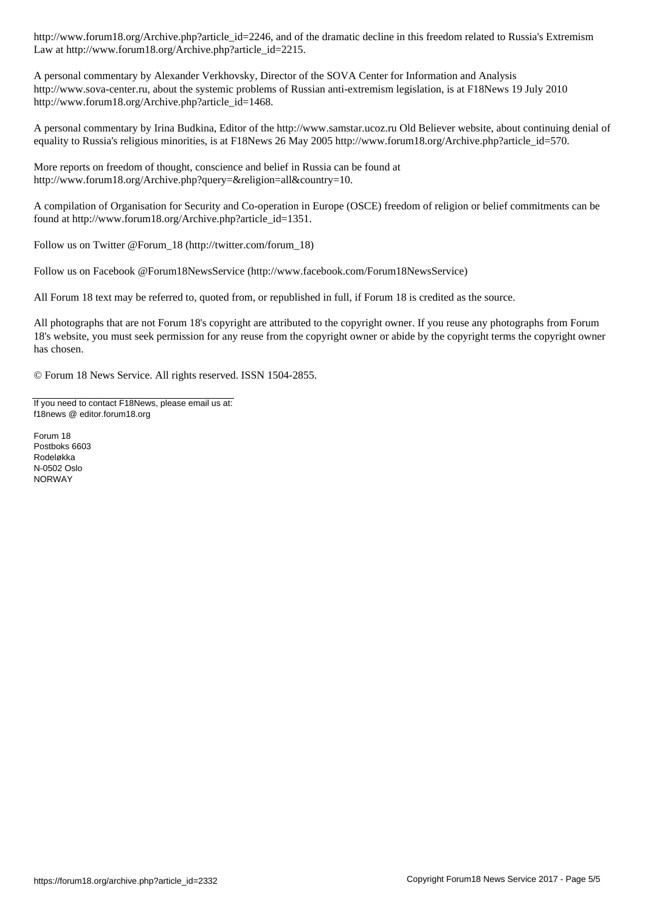http://www.forum18.org/Archive.php?article_id=2246, and of the dramatic decline in this freedom related to Russia's Extremism Law at http://www.forum18.org/Archive.php?article_id=2215.

A personal commentary by Alexander Verkhovsky, Director of the SOVA Center for Information and Analysis http://www.sova-center.ru, about the systemic problems of Russian anti-extremism legislation, is at F18News 19 July 2010 http://www.forum18.org/Archive.php?article_id=1468.

A personal commentary by Irina Budkina, Editor of the http://www.samstar.ucoz.ru Old Believer website, about continuing denial of equality to Russia's religious minorities, is at F18News 26 May 2005 http://www.forum18.org/Archive.php?article_id=570.

More reports on freedom of thought, conscience and belief in Russia can be found at http://www.forum18.org/Archive.php?query=&religion=all&country=10.

A compilation of Organisation for Security and Co-operation in Europe (OSCE) freedom of religion or belief commitments can be found at http://www.forum18.org/Archive.php?article_id=1351.

Follow us on Twitter @Forum_18 (http://twitter.com/forum_18)

Follow us on Facebook @Forum18NewsService (http://www.facebook.com/Forum18NewsService)

All Forum 18 text may be referred to, quoted from, or republished in full, if Forum 18 is credited as the source.

All photographs that are not Forum 18's copyright are attributed to the copyright owner. If you reuse any photographs from Forum 18's website, you must seek permission for any reuse from the copyright owner or abide by the copyright terms the copyright owner has chosen.

© Forum 18 News Service. All rights reserved. ISSN 1504-2855.

If you need to contact F18News, please email us at:
f18news @ editor.forum18.org

Forum 18
Postboks 6603
Rodeløkka
N-0502 Oslo
NORWAY